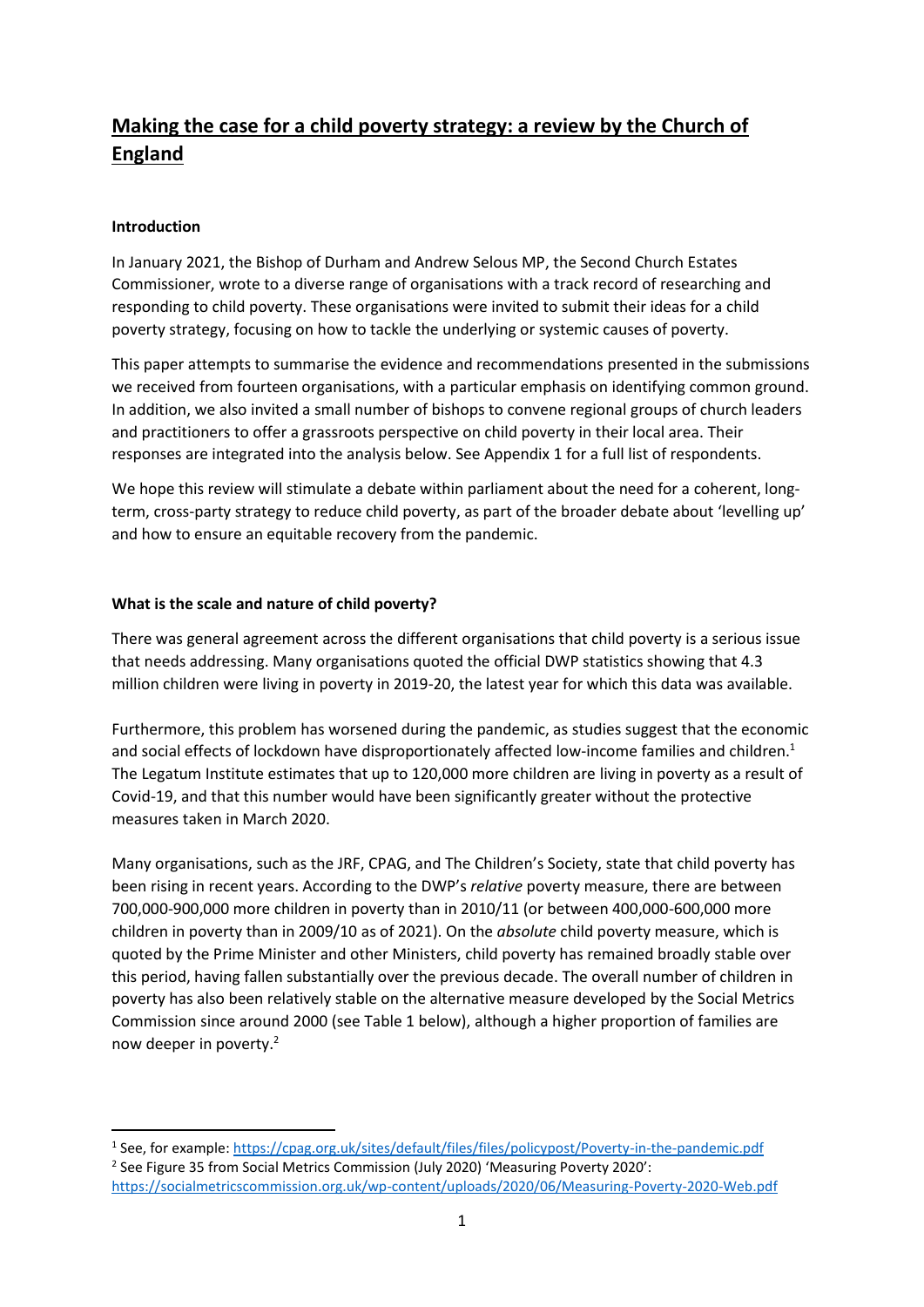# Making the case for a child poverty strategy: a review by the Church of England

**Introduction**

In January 2021, the Bishop of Durham and Andrew Selous MP, the Second Church Estates Commissioner, wrote to a diverse range of organisations with a track record of researching and responding to child poverty. These organisations were invited to submit their ideas for a child poverty strategy, focusing on how to tackle the underlying or systemic causes of poverty.

This paper attempts to summarise the evidence and recommendations presented in the submissions we received from fourteen organisations, with a particular emphasis on identifying common ground. In addition, we also invited a small number of bishops to convene regional groups of church leaders and practitioners to offer a grassroots perspective on child poverty in their local area. Their responses are integrated into the analysis below. See Appendix 1 for a full list of respondents.

We hope this review will stimulate a debate within parliament about the need for a coherent, long-term, cross-party strategy to reduce child poverty, as part of the broader debate about 'levelling up' and how to ensure an equitable recovery from the pandemic.

**What is the scale and nature of child poverty?**

There was general agreement across the different organisations that child poverty is a serious issue that needs addressing. Many organisations quoted the official DWP statistics showing that 4.3 million children were living in poverty in 2019-20, the latest year for which this data was available.

Furthermore, this problem has worsened during the pandemic, as studies suggest that the economic and social effects of lockdown have disproportionately affected low-income families and children.[1] The Legatum Institute estimates that up to 120,000 more children are living in poverty as a result of Covid-19, and that this number would have been significantly greater without the protective measures taken in March 2020.

Many organisations, such as the JRF, CPAG, and The Children's Society, state that child poverty has been rising in recent years. According to the DWP's *relative* poverty measure, there are between 700,000-900,000 more children in poverty than in 2010/11 (or between 400,000-600,000 more children in poverty than in 2009/10 as of 2021). On the *absolute* child poverty measure, which is quoted by the Prime Minister and other Ministers, child poverty has remained broadly stable over this period, having fallen substantially over the previous decade. The overall number of children in poverty has also been relatively stable on the alternative measure developed by the Social Metrics Commission since around 2000 (see Table 1 below), although a higher proportion of families are now deeper in poverty.[2]

---

[1] See, for example: https://cpag.org.uk/sites/default/files/files/policypost/Poverty-in-the-pandemic.pdf

[2] See Figure 35 from Social Metrics Commission (July 2020) 'Measuring Poverty 2020': https://socialmetricscommission.org.uk/wp-content/uploads/2020/06/Measuring-Poverty-2020-Web.pdf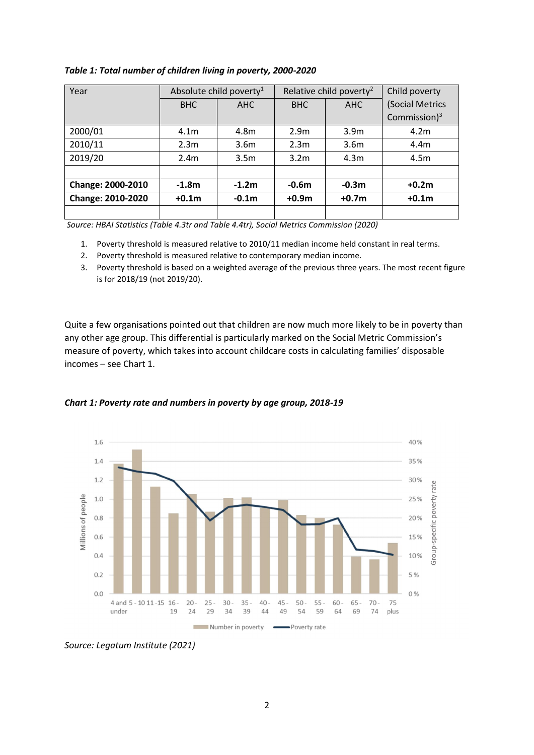*Table 1: Total number of children living in poverty, 2000-2020*

| Year | Absolute child poverty[1] | | Relative child poverty[2] | | Child poverty (Social Metrics Commission)[3] |
|---|---|---|---|---|---|
| | BHC | AHC | BHC | AHC | |
| 2000/01 | 4.1m | 4.8m | 2.9m | 3.9m | 4.2m |
| 2010/11 | 2.3m | 3.6m | 2.3m | 3.6m | 4.4m |
| 2019/20 | 2.4m | 3.5m | 3.2m | 4.3m | 4.5m |
| | | | | | |
| **Change: 2000-2010** | **-1.8m** | **-1.2m** | **-0.6m** | **-0.3m** | **+0.2m** |
| **Change: 2010-2020** | **+0.1m** | **-0.1m** | **+0.9m** | **+0.7m** | **+0.1m** |
| | | | | | |

*Source: HBAI Statistics (Table 4.3tr and Table 4.4tr), Social Metrics Commission (2020)*

1. Poverty threshold is measured relative to 2010/11 median income held constant in real terms.
2. Poverty threshold is measured relative to contemporary median income.
3. Poverty threshold is based on a weighted average of the previous three years. The most recent figure is for 2018/19 (not 2019/20).

Quite a few organisations pointed out that children are now much more likely to be in poverty than any other age group. This differential is particularly marked on the Social Metric Commission's measure of poverty, which takes into account childcare costs in calculating families' disposable incomes – see Chart 1.

***Chart 1: Poverty rate and numbers in poverty by age group, 2018-19***

*Source: Legatum Institute (2021)*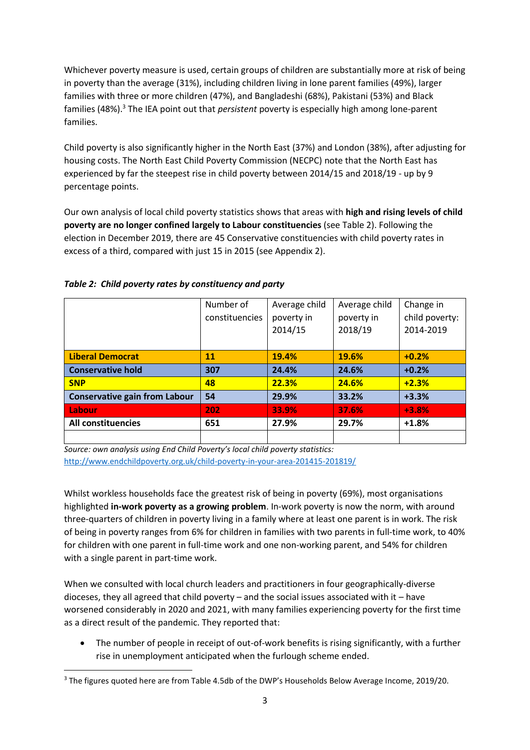Whichever poverty measure is used, certain groups of children are substantially more at risk of being in poverty than the average (31%), including children living in lone parent families (49%), larger families with three or more children (47%), and Bangladeshi (68%), Pakistani (53%) and Black families (48%).[3] The IEA point out that *persistent* poverty is especially high among lone-parent families.

Child poverty is also significantly higher in the North East (37%) and London (38%), after adjusting for housing costs. The North East Child Poverty Commission (NECPC) note that the North East has experienced by far the steepest rise in child poverty between 2014/15 and 2018/19 - up by 9 percentage points.

Our own analysis of local child poverty statistics shows that areas with **high and rising levels of child poverty are no longer confined largely to Labour constituencies** (see Table 2). Following the election in December 2019, there are 45 Conservative constituencies with child poverty rates in excess of a third, compared with just 15 in 2015 (see Appendix 2).

***Table 2: Child poverty rates by constituency and party***

| | Number of constituencies | Average child poverty in 2014/15 | Average child poverty in 2018/19 | Change in child poverty: 2014-2019 |
|---|---|---|---|---|
| **Liberal Democrat** | **11** | **19.4%** | **19.6%** | **+0.2%** |
| **Conservative hold** | **307** | **24.4%** | **24.6%** | **+0.2%** |
| **SNP** | **48** | **22.3%** | **24.6%** | **+2.3%** |
| **Conservative gain from Labour** | **54** | **29.9%** | **33.2%** | **+3.3%** |
| **Labour** | **202** | **33.9%** | **37.6%** | **+3.8%** |
| **All constituencies** | **651** | **27.9%** | **29.7%** | **+1.8%** |

*Source: own analysis using End Child Poverty's local child poverty statistics:* http://www.endchildpoverty.org.uk/child-poverty-in-your-area-201415-201819/

Whilst workless households face the greatest risk of being in poverty (69%), most organisations highlighted **in-work poverty as a growing problem**. In-work poverty is now the norm, with around three-quarters of children in poverty living in a family where at least one parent is in work. The risk of being in poverty ranges from 6% for children in families with two parents in full-time work, to 40% for children with one parent in full-time work and one non-working parent, and 54% for children with a single parent in part-time work.

When we consulted with local church leaders and practitioners in four geographically-diverse dioceses, they all agreed that child poverty – and the social issues associated with it – have worsened considerably in 2020 and 2021, with many families experiencing poverty for the first time as a direct result of the pandemic. They reported that:

- The number of people in receipt of out-of-work benefits is rising significantly, with a further rise in unemployment anticipated when the furlough scheme ended.

[3] The figures quoted here are from Table 4.5db of the DWP's Households Below Average Income, 2019/20.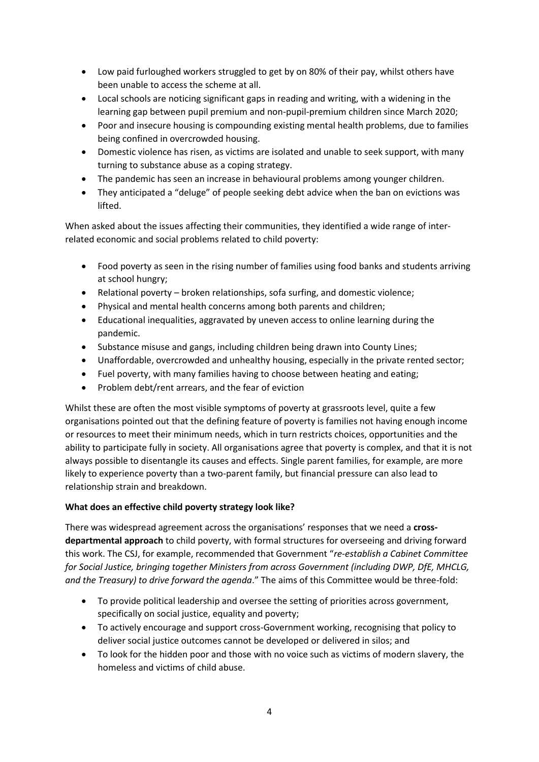- Low paid furloughed workers struggled to get by on 80% of their pay, whilst others have been unable to access the scheme at all.
- Local schools are noticing significant gaps in reading and writing, with a widening in the learning gap between pupil premium and non-pupil-premium children since March 2020;
- Poor and insecure housing is compounding existing mental health problems, due to families being confined in overcrowded housing.
- Domestic violence has risen, as victims are isolated and unable to seek support, with many turning to substance abuse as a coping strategy.
- The pandemic has seen an increase in behavioural problems among younger children.
- They anticipated a "deluge" of people seeking debt advice when the ban on evictions was lifted.

When asked about the issues affecting their communities, they identified a wide range of inter-related economic and social problems related to child poverty:

- Food poverty as seen in the rising number of families using food banks and students arriving at school hungry;
- Relational poverty – broken relationships, sofa surfing, and domestic violence;
- Physical and mental health concerns among both parents and children;
- Educational inequalities, aggravated by uneven access to online learning during the pandemic.
- Substance misuse and gangs, including children being drawn into County Lines;
- Unaffordable, overcrowded and unhealthy housing, especially in the private rented sector;
- Fuel poverty, with many families having to choose between heating and eating;
- Problem debt/rent arrears, and the fear of eviction

Whilst these are often the most visible symptoms of poverty at grassroots level, quite a few organisations pointed out that the defining feature of poverty is families not having enough income or resources to meet their minimum needs, which in turn restricts choices, opportunities and the ability to participate fully in society. All organisations agree that poverty is complex, and that it is not always possible to disentangle its causes and effects. Single parent families, for example, are more likely to experience poverty than a two-parent family, but financial pressure can also lead to relationship strain and breakdown.

**What does an effective child poverty strategy look like?**

There was widespread agreement across the organisations' responses that we need a **cross-departmental approach** to child poverty, with formal structures for overseeing and driving forward this work. The CSJ, for example, recommended that Government "*re-establish a Cabinet Committee for Social Justice, bringing together Ministers from across Government (including DWP, DfE, MHCLG, and the Treasury) to drive forward the agenda*." The aims of this Committee would be three-fold:

- To provide political leadership and oversee the setting of priorities across government, specifically on social justice, equality and poverty;
- To actively encourage and support cross-Government working, recognising that policy to deliver social justice outcomes cannot be developed or delivered in silos; and
- To look for the hidden poor and those with no voice such as victims of modern slavery, the homeless and victims of child abuse.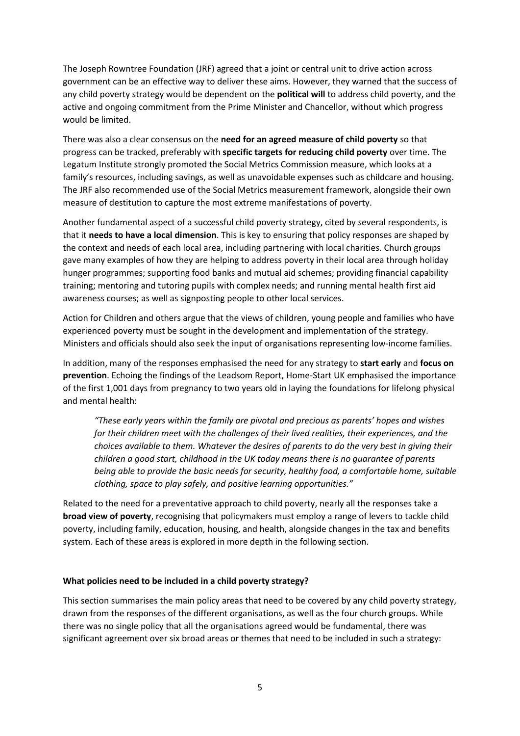The Joseph Rowntree Foundation (JRF) agreed that a joint or central unit to drive action across government can be an effective way to deliver these aims. However, they warned that the success of any child poverty strategy would be dependent on the **political will** to address child poverty, and the active and ongoing commitment from the Prime Minister and Chancellor, without which progress would be limited.

There was also a clear consensus on the **need for an agreed measure of child poverty** so that progress can be tracked, preferably with **specific targets for reducing child poverty** over time. The Legatum Institute strongly promoted the Social Metrics Commission measure, which looks at a family's resources, including savings, as well as unavoidable expenses such as childcare and housing. The JRF also recommended use of the Social Metrics measurement framework, alongside their own measure of destitution to capture the most extreme manifestations of poverty.

Another fundamental aspect of a successful child poverty strategy, cited by several respondents, is that it **needs to have a local dimension**. This is key to ensuring that policy responses are shaped by the context and needs of each local area, including partnering with local charities. Church groups gave many examples of how they are helping to address poverty in their local area through holiday hunger programmes; supporting food banks and mutual aid schemes; providing financial capability training; mentoring and tutoring pupils with complex needs; and running mental health first aid awareness courses; as well as signposting people to other local services.

Action for Children and others argue that the views of children, young people and families who have experienced poverty must be sought in the development and implementation of the strategy. Ministers and officials should also seek the input of organisations representing low-income families.

In addition, many of the responses emphasised the need for any strategy to **start early** and **focus on prevention**. Echoing the findings of the Leadsom Report, Home-Start UK emphasised the importance of the first 1,001 days from pregnancy to two years old in laying the foundations for lifelong physical and mental health:

> *"These early years within the family are pivotal and precious as parents' hopes and wishes for their children meet with the challenges of their lived realities, their experiences, and the choices available to them. Whatever the desires of parents to do the very best in giving their children a good start, childhood in the UK today means there is no guarantee of parents being able to provide the basic needs for security, healthy food, a comfortable home, suitable clothing, space to play safely, and positive learning opportunities."*

Related to the need for a preventative approach to child poverty, nearly all the responses take a **broad view of poverty**, recognising that policymakers must employ a range of levers to tackle child poverty, including family, education, housing, and health, alongside changes in the tax and benefits system. Each of these areas is explored in more depth in the following section.

**What policies need to be included in a child poverty strategy?**

This section summarises the main policy areas that need to be covered by any child poverty strategy, drawn from the responses of the different organisations, as well as the four church groups. While there was no single policy that all the organisations agreed would be fundamental, there was significant agreement over six broad areas or themes that need to be included in such a strategy: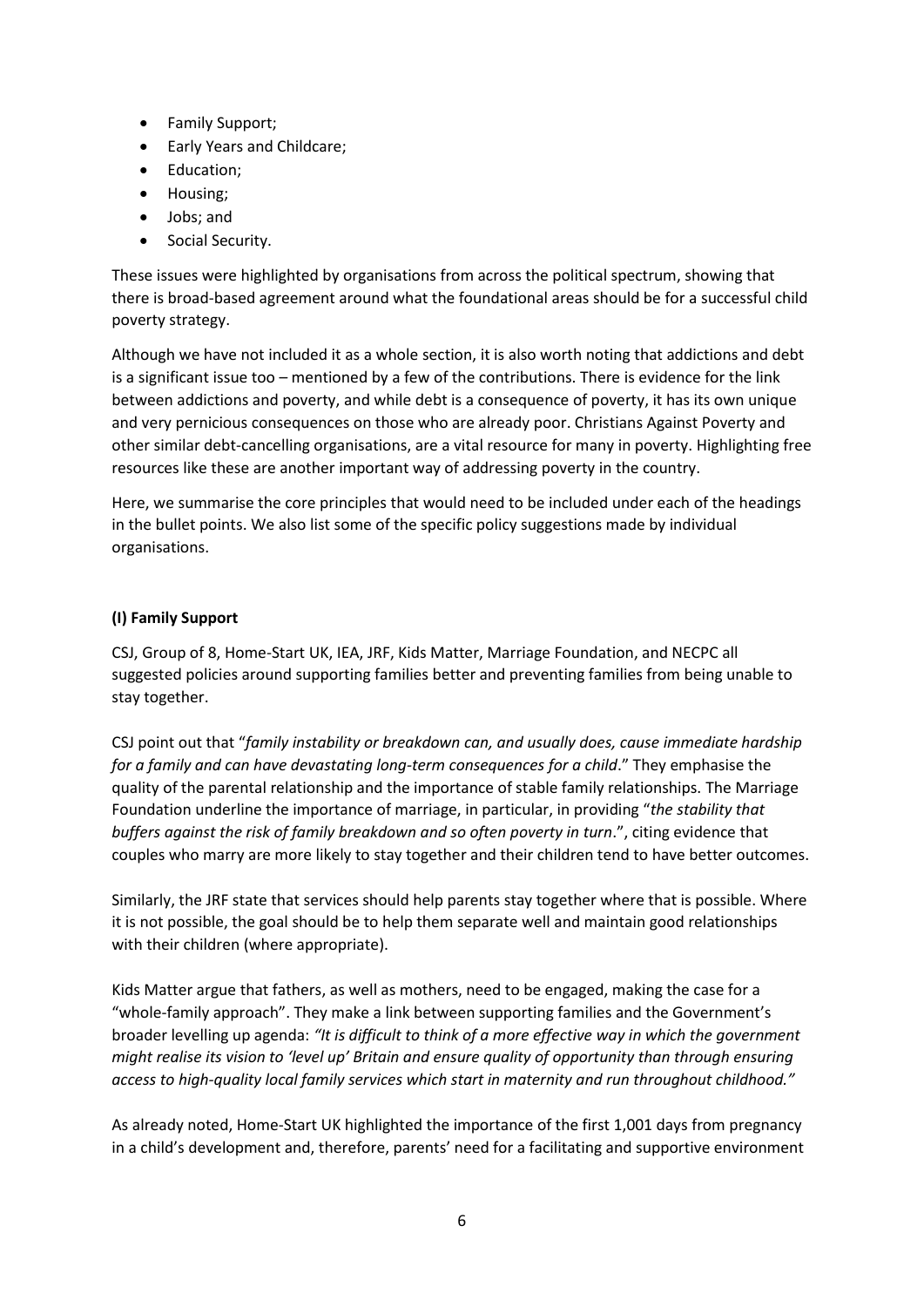- Family Support;
- Early Years and Childcare;
- Education;
- Housing;
- Jobs; and
- Social Security.

These issues were highlighted by organisations from across the political spectrum, showing that there is broad-based agreement around what the foundational areas should be for a successful child poverty strategy.

Although we have not included it as a whole section, it is also worth noting that addictions and debt is a significant issue too – mentioned by a few of the contributions. There is evidence for the link between addictions and poverty, and while debt is a consequence of poverty, it has its own unique and very pernicious consequences on those who are already poor. Christians Against Poverty and other similar debt-cancelling organisations, are a vital resource for many in poverty. Highlighting free resources like these are another important way of addressing poverty in the country.

Here, we summarise the core principles that would need to be included under each of the headings in the bullet points. We also list some of the specific policy suggestions made by individual organisations.

**(I) Family Support**

CSJ, Group of 8, Home-Start UK, IEA, JRF, Kids Matter, Marriage Foundation, and NECPC all suggested policies around supporting families better and preventing families from being unable to stay together.

CSJ point out that "*family instability or breakdown can, and usually does, cause immediate hardship for a family and can have devastating long-term consequences for a child*." They emphasise the quality of the parental relationship and the importance of stable family relationships. The Marriage Foundation underline the importance of marriage, in particular, in providing "*the stability that buffers against the risk of family breakdown and so often poverty in turn*.", citing evidence that couples who marry are more likely to stay together and their children tend to have better outcomes.

Similarly, the JRF state that services should help parents stay together where that is possible. Where it is not possible, the goal should be to help them separate well and maintain good relationships with their children (where appropriate).

Kids Matter argue that fathers, as well as mothers, need to be engaged, making the case for a "whole-family approach". They make a link between supporting families and the Government's broader levelling up agenda: *"It is difficult to think of a more effective way in which the government might realise its vision to 'level up' Britain and ensure quality of opportunity than through ensuring access to high-quality local family services which start in maternity and run throughout childhood."*

As already noted, Home-Start UK highlighted the importance of the first 1,001 days from pregnancy in a child's development and, therefore, parents' need for a facilitating and supportive environment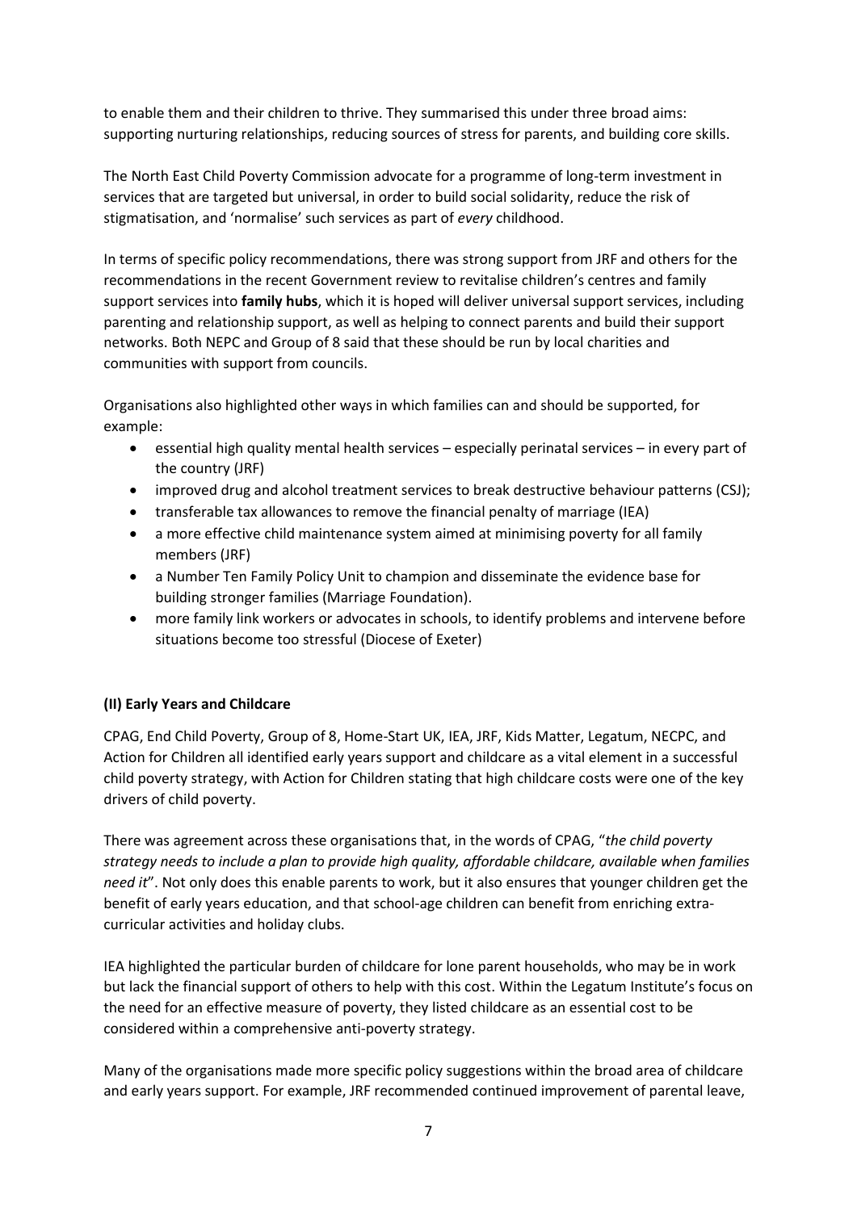to enable them and their children to thrive. They summarised this under three broad aims: supporting nurturing relationships, reducing sources of stress for parents, and building core skills.

The North East Child Poverty Commission advocate for a programme of long-term investment in services that are targeted but universal, in order to build social solidarity, reduce the risk of stigmatisation, and 'normalise' such services as part of *every* childhood.

In terms of specific policy recommendations, there was strong support from JRF and others for the recommendations in the recent Government review to revitalise children's centres and family support services into **family hubs**, which it is hoped will deliver universal support services, including parenting and relationship support, as well as helping to connect parents and build their support networks. Both NEPC and Group of 8 said that these should be run by local charities and communities with support from councils.

Organisations also highlighted other ways in which families can and should be supported, for example:

- essential high quality mental health services – especially perinatal services – in every part of the country (JRF)
- improved drug and alcohol treatment services to break destructive behaviour patterns (CSJ);
- transferable tax allowances to remove the financial penalty of marriage (IEA)
- a more effective child maintenance system aimed at minimising poverty for all family members (JRF)
- a Number Ten Family Policy Unit to champion and disseminate the evidence base for building stronger families (Marriage Foundation).
- more family link workers or advocates in schools, to identify problems and intervene before situations become too stressful (Diocese of Exeter)

**(II) Early Years and Childcare**

CPAG, End Child Poverty, Group of 8, Home-Start UK, IEA, JRF, Kids Matter, Legatum, NECPC, and Action for Children all identified early years support and childcare as a vital element in a successful child poverty strategy, with Action for Children stating that high childcare costs were one of the key drivers of child poverty.

There was agreement across these organisations that, in the words of CPAG, "*the child poverty strategy needs to include a plan to provide high quality, affordable childcare, available when families need it*". Not only does this enable parents to work, but it also ensures that younger children get the benefit of early years education, and that school-age children can benefit from enriching extra-curricular activities and holiday clubs.

IEA highlighted the particular burden of childcare for lone parent households, who may be in work but lack the financial support of others to help with this cost. Within the Legatum Institute's focus on the need for an effective measure of poverty, they listed childcare as an essential cost to be considered within a comprehensive anti-poverty strategy.

Many of the organisations made more specific policy suggestions within the broad area of childcare and early years support. For example, JRF recommended continued improvement of parental leave,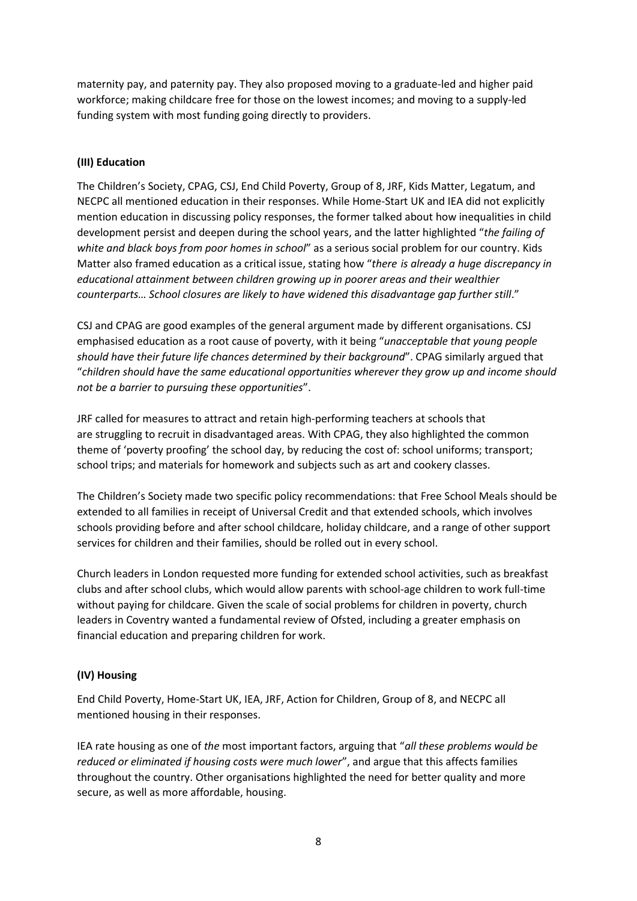maternity pay, and paternity pay. They also proposed moving to a graduate-led and higher paid workforce; making childcare free for those on the lowest incomes; and moving to a supply-led funding system with most funding going directly to providers.

#### (III) Education

The Children's Society, CPAG, CSJ, End Child Poverty, Group of 8, JRF, Kids Matter, Legatum, and NECPC all mentioned education in their responses. While Home-Start UK and IEA did not explicitly mention education in discussing policy responses, the former talked about how inequalities in child development persist and deepen during the school years, and the latter highlighted "*the failing of white and black boys from poor homes in school*" as a serious social problem for our country. Kids Matter also framed education as a critical issue, stating how "*there is already a huge discrepancy in educational attainment between children growing up in poorer areas and their wealthier counterparts… School closures are likely to have widened this disadvantage gap further still*."

CSJ and CPAG are good examples of the general argument made by different organisations. CSJ emphasised education as a root cause of poverty, with it being "*unacceptable that young people should have their future life chances determined by their background*". CPAG similarly argued that "*children should have the same educational opportunities wherever they grow up and income should not be a barrier to pursuing these opportunities*".

JRF called for measures to attract and retain high-performing teachers at schools that are struggling to recruit in disadvantaged areas. With CPAG, they also highlighted the common theme of 'poverty proofing' the school day, by reducing the cost of: school uniforms; transport; school trips; and materials for homework and subjects such as art and cookery classes.

The Children's Society made two specific policy recommendations: that Free School Meals should be extended to all families in receipt of Universal Credit and that extended schools, which involves schools providing before and after school childcare, holiday childcare, and a range of other support services for children and their families, should be rolled out in every school.

Church leaders in London requested more funding for extended school activities, such as breakfast clubs and after school clubs, which would allow parents with school-age children to work full-time without paying for childcare. Given the scale of social problems for children in poverty, church leaders in Coventry wanted a fundamental review of Ofsted, including a greater emphasis on financial education and preparing children for work.

#### (IV) Housing

End Child Poverty, Home-Start UK, IEA, JRF, Action for Children, Group of 8, and NECPC all mentioned housing in their responses.

IEA rate housing as one of *the* most important factors, arguing that "*all these problems would be reduced or eliminated if housing costs were much lower*", and argue that this affects families throughout the country. Other organisations highlighted the need for better quality and more secure, as well as more affordable, housing.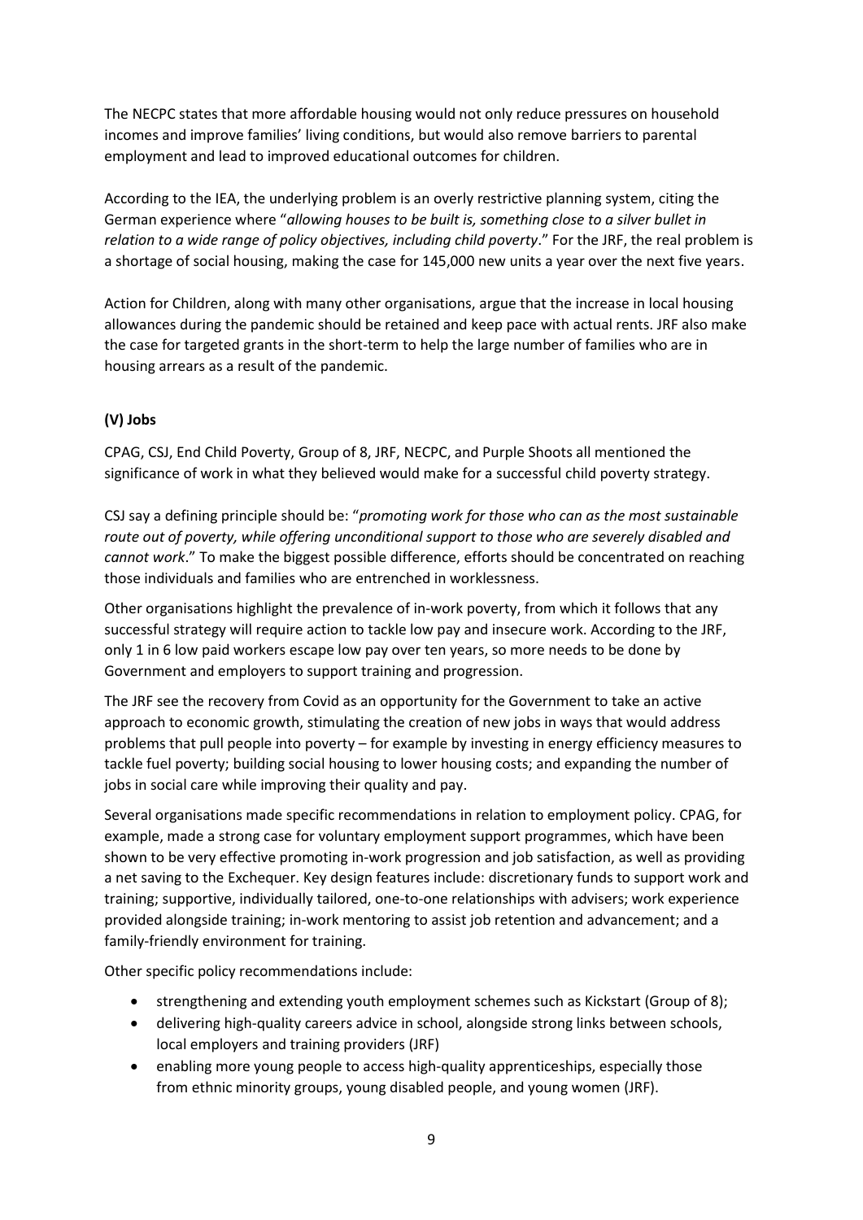The NECPC states that more affordable housing would not only reduce pressures on household incomes and improve families' living conditions, but would also remove barriers to parental employment and lead to improved educational outcomes for children.

According to the IEA, the underlying problem is an overly restrictive planning system, citing the German experience where "*allowing houses to be built is, something close to a silver bullet in relation to a wide range of policy objectives, including child poverty*." For the JRF, the real problem is a shortage of social housing, making the case for 145,000 new units a year over the next five years.

Action for Children, along with many other organisations, argue that the increase in local housing allowances during the pandemic should be retained and keep pace with actual rents. JRF also make the case for targeted grants in the short-term to help the large number of families who are in housing arrears as a result of the pandemic.

### (V) Jobs

CPAG, CSJ, End Child Poverty, Group of 8, JRF, NECPC, and Purple Shoots all mentioned the significance of work in what they believed would make for a successful child poverty strategy.

CSJ say a defining principle should be: "*promoting work for those who can as the most sustainable route out of poverty, while offering unconditional support to those who are severely disabled and cannot work*." To make the biggest possible difference, efforts should be concentrated on reaching those individuals and families who are entrenched in worklessness.

Other organisations highlight the prevalence of in-work poverty, from which it follows that any successful strategy will require action to tackle low pay and insecure work. According to the JRF, only 1 in 6 low paid workers escape low pay over ten years, so more needs to be done by Government and employers to support training and progression.

The JRF see the recovery from Covid as an opportunity for the Government to take an active approach to economic growth, stimulating the creation of new jobs in ways that would address problems that pull people into poverty – for example by investing in energy efficiency measures to tackle fuel poverty; building social housing to lower housing costs; and expanding the number of jobs in social care while improving their quality and pay.

Several organisations made specific recommendations in relation to employment policy. CPAG, for example, made a strong case for voluntary employment support programmes, which have been shown to be very effective promoting in-work progression and job satisfaction, as well as providing a net saving to the Exchequer. Key design features include: discretionary funds to support work and training; supportive, individually tailored, one-to-one relationships with advisers; work experience provided alongside training; in-work mentoring to assist job retention and advancement; and a family-friendly environment for training.

Other specific policy recommendations include:

- strengthening and extending youth employment schemes such as Kickstart (Group of 8);
- delivering high-quality careers advice in school, alongside strong links between schools, local employers and training providers (JRF)
- enabling more young people to access high-quality apprenticeships, especially those from ethnic minority groups, young disabled people, and young women (JRF).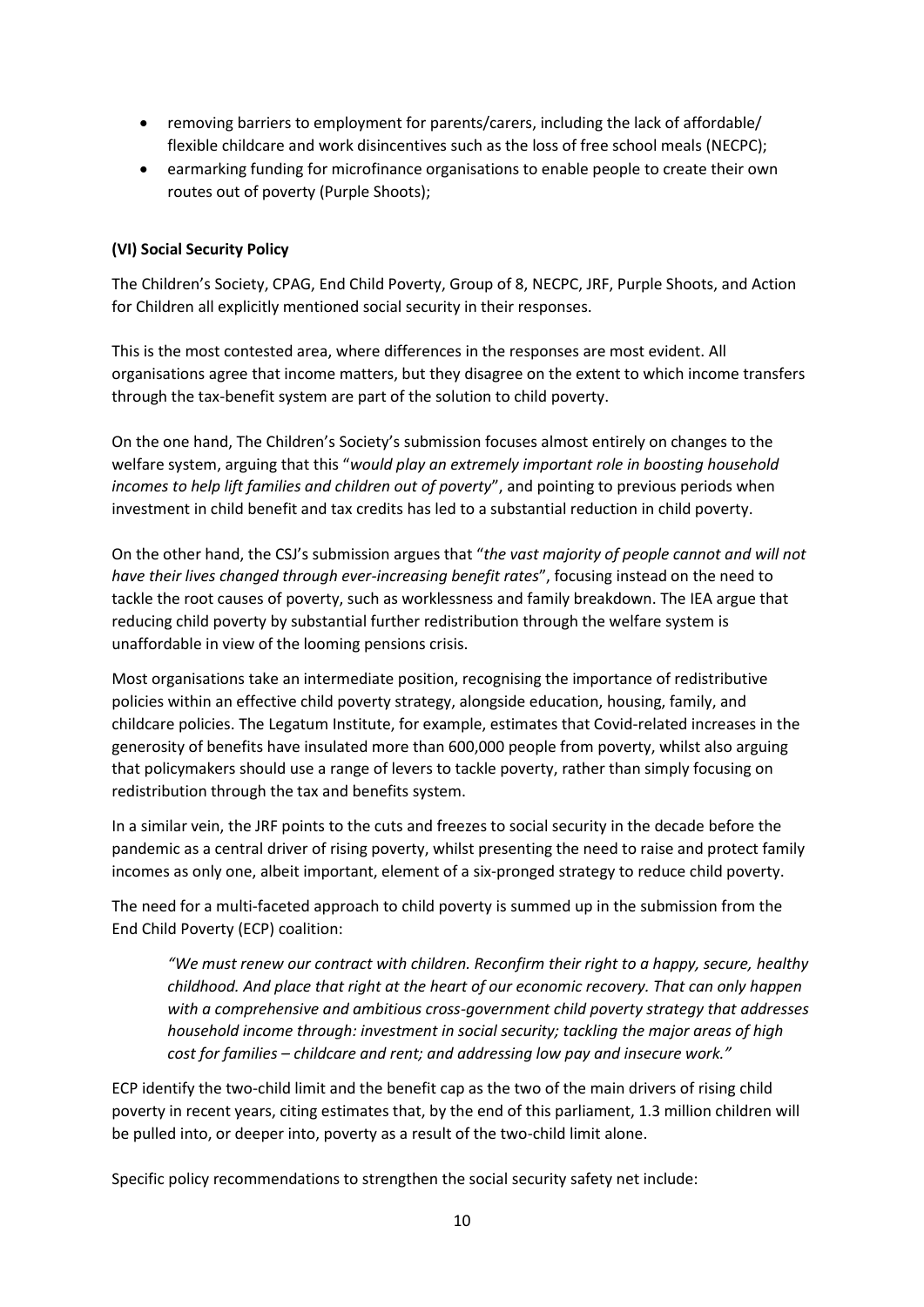- removing barriers to employment for parents/carers, including the lack of affordable/ flexible childcare and work disincentives such as the loss of free school meals (NECPC);
- earmarking funding for microfinance organisations to enable people to create their own routes out of poverty (Purple Shoots);

**(VI) Social Security Policy**

The Children's Society, CPAG, End Child Poverty, Group of 8, NECPC, JRF, Purple Shoots, and Action for Children all explicitly mentioned social security in their responses.

This is the most contested area, where differences in the responses are most evident. All organisations agree that income matters, but they disagree on the extent to which income transfers through the tax-benefit system are part of the solution to child poverty.

On the one hand, The Children's Society's submission focuses almost entirely on changes to the welfare system, arguing that this "*would play an extremely important role in boosting household incomes to help lift families and children out of poverty*", and pointing to previous periods when investment in child benefit and tax credits has led to a substantial reduction in child poverty.

On the other hand, the CSJ's submission argues that "*the vast majority of people cannot and will not have their lives changed through ever-increasing benefit rates*", focusing instead on the need to tackle the root causes of poverty, such as worklessness and family breakdown. The IEA argue that reducing child poverty by substantial further redistribution through the welfare system is unaffordable in view of the looming pensions crisis.

Most organisations take an intermediate position, recognising the importance of redistributive policies within an effective child poverty strategy, alongside education, housing, family, and childcare policies. The Legatum Institute, for example, estimates that Covid-related increases in the generosity of benefits have insulated more than 600,000 people from poverty, whilst also arguing that policymakers should use a range of levers to tackle poverty, rather than simply focusing on redistribution through the tax and benefits system.

In a similar vein, the JRF points to the cuts and freezes to social security in the decade before the pandemic as a central driver of rising poverty, whilst presenting the need to raise and protect family incomes as only one, albeit important, element of a six-pronged strategy to reduce child poverty.

The need for a multi-faceted approach to child poverty is summed up in the submission from the End Child Poverty (ECP) coalition:

> *"We must renew our contract with children. Reconfirm their right to a happy, secure, healthy childhood. And place that right at the heart of our economic recovery. That can only happen with a comprehensive and ambitious cross-government child poverty strategy that addresses household income through: investment in social security; tackling the major areas of high cost for families – childcare and rent; and addressing low pay and insecure work."*

ECP identify the two-child limit and the benefit cap as the two of the main drivers of rising child poverty in recent years, citing estimates that, by the end of this parliament, 1.3 million children will be pulled into, or deeper into, poverty as a result of the two-child limit alone.

Specific policy recommendations to strengthen the social security safety net include: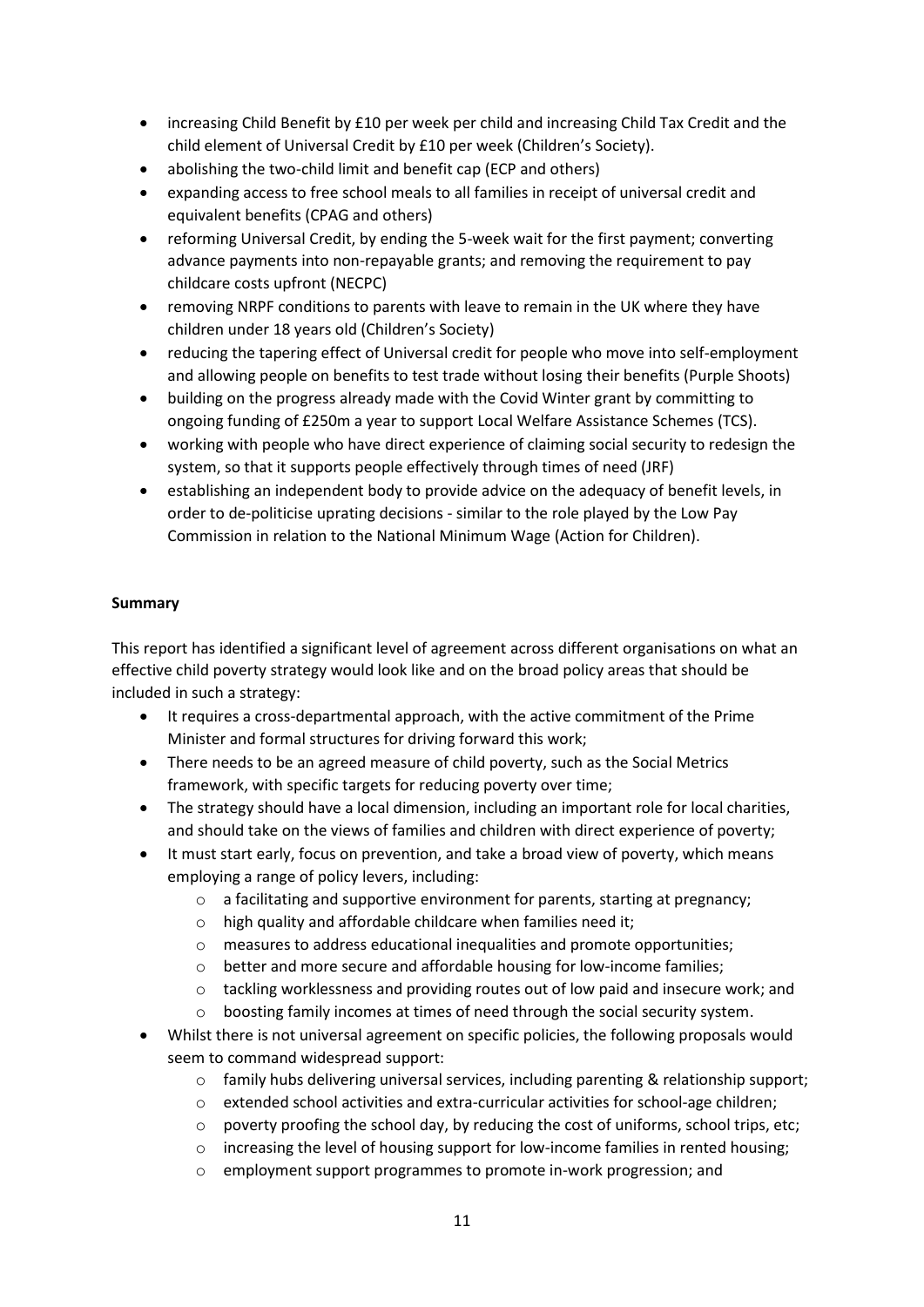- increasing Child Benefit by £10 per week per child and increasing Child Tax Credit and the child element of Universal Credit by £10 per week (Children's Society).
- abolishing the two-child limit and benefit cap (ECP and others)
- expanding access to free school meals to all families in receipt of universal credit and equivalent benefits (CPAG and others)
- reforming Universal Credit, by ending the 5-week wait for the first payment; converting advance payments into non-repayable grants; and removing the requirement to pay childcare costs upfront (NECPC)
- removing NRPF conditions to parents with leave to remain in the UK where they have children under 18 years old (Children's Society)
- reducing the tapering effect of Universal credit for people who move into self-employment and allowing people on benefits to test trade without losing their benefits (Purple Shoots)
- building on the progress already made with the Covid Winter grant by committing to ongoing funding of £250m a year to support Local Welfare Assistance Schemes (TCS).
- working with people who have direct experience of claiming social security to redesign the system, so that it supports people effectively through times of need (JRF)
- establishing an independent body to provide advice on the adequacy of benefit levels, in order to de-politicise uprating decisions - similar to the role played by the Low Pay Commission in relation to the National Minimum Wage (Action for Children).

**Summary**

This report has identified a significant level of agreement across different organisations on what an effective child poverty strategy would look like and on the broad policy areas that should be included in such a strategy:

- It requires a cross-departmental approach, with the active commitment of the Prime Minister and formal structures for driving forward this work;
- There needs to be an agreed measure of child poverty, such as the Social Metrics framework, with specific targets for reducing poverty over time;
- The strategy should have a local dimension, including an important role for local charities, and should take on the views of families and children with direct experience of poverty;
- It must start early, focus on prevention, and take a broad view of poverty, which means employing a range of policy levers, including:
  - a facilitating and supportive environment for parents, starting at pregnancy;
  - high quality and affordable childcare when families need it;
  - measures to address educational inequalities and promote opportunities;
  - better and more secure and affordable housing for low-income families;
  - tackling worklessness and providing routes out of low paid and insecure work; and
  - boosting family incomes at times of need through the social security system.
- Whilst there is not universal agreement on specific policies, the following proposals would seem to command widespread support:
  - family hubs delivering universal services, including parenting & relationship support;
  - extended school activities and extra-curricular activities for school-age children;
  - poverty proofing the school day, by reducing the cost of uniforms, school trips, etc;
  - increasing the level of housing support for low-income families in rented housing;
  - employment support programmes to promote in-work progression; and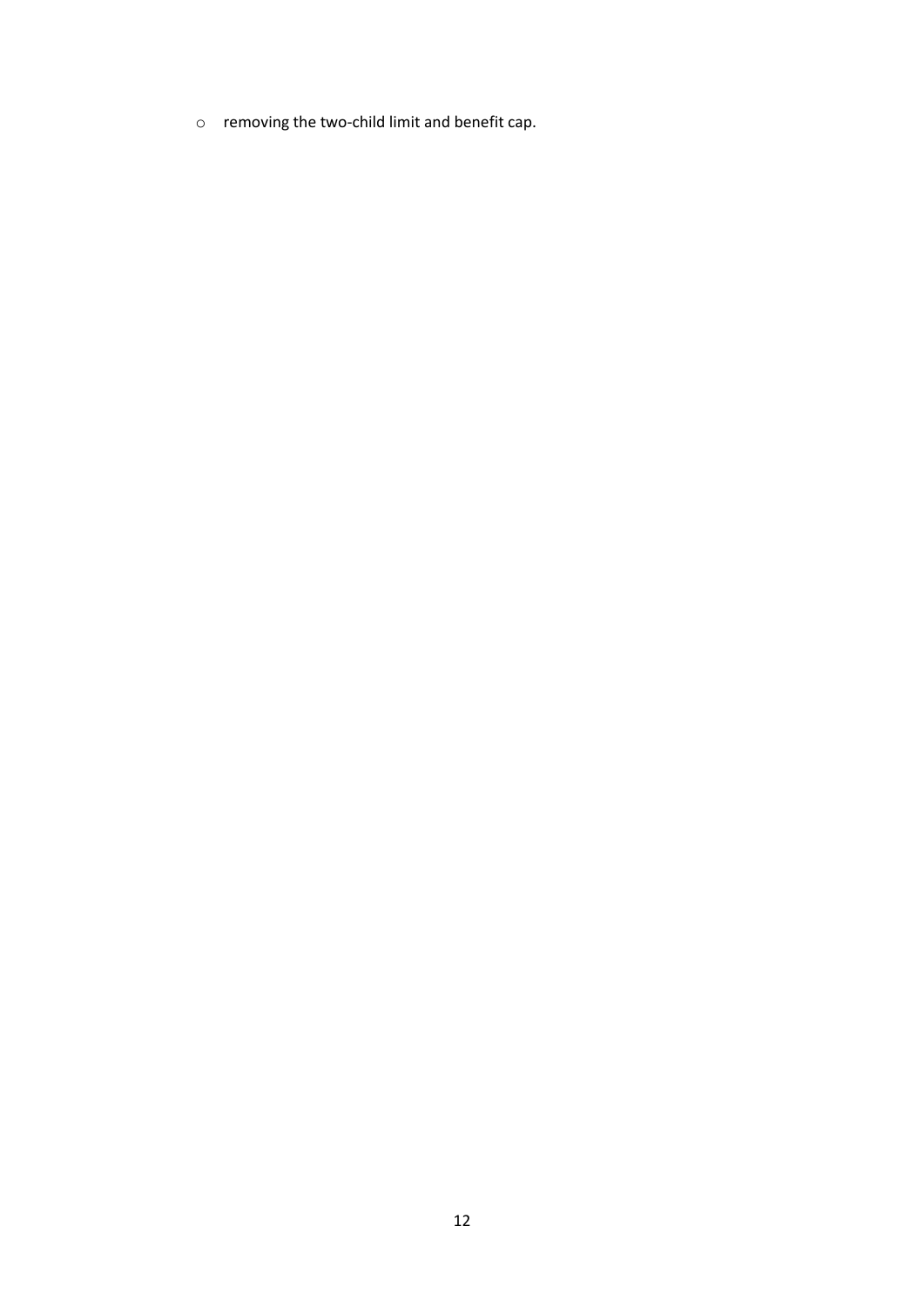- removing the two-child limit and benefit cap.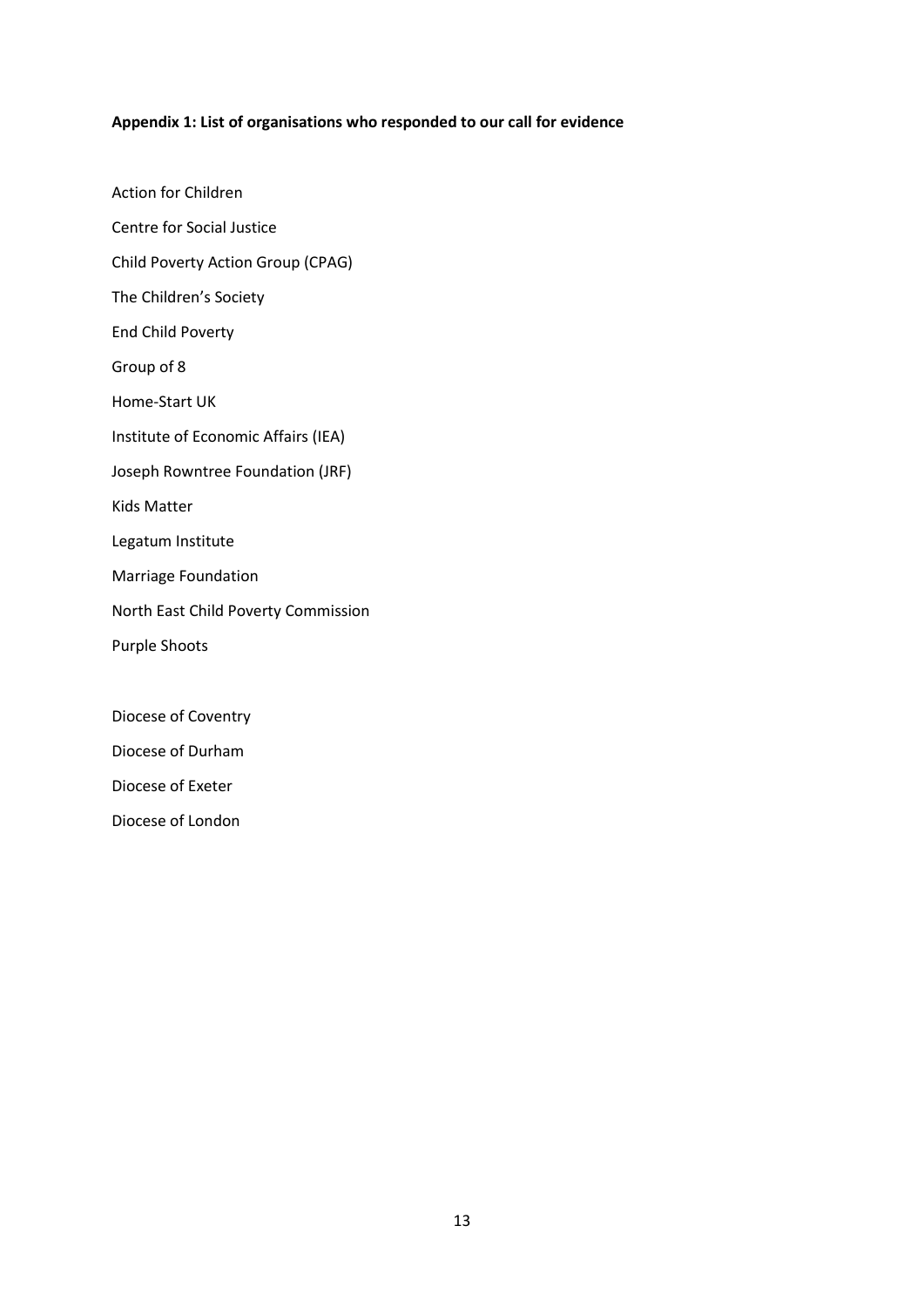**Appendix 1: List of organisations who responded to our call for evidence**

Action for Children

Centre for Social Justice

Child Poverty Action Group (CPAG)

The Children's Society

End Child Poverty

Group of 8

Home-Start UK

Institute of Economic Affairs (IEA)

Joseph Rowntree Foundation (JRF)

Kids Matter

Legatum Institute

Marriage Foundation

North East Child Poverty Commission

Purple Shoots

Diocese of Coventry

Diocese of Durham

Diocese of Exeter

Diocese of London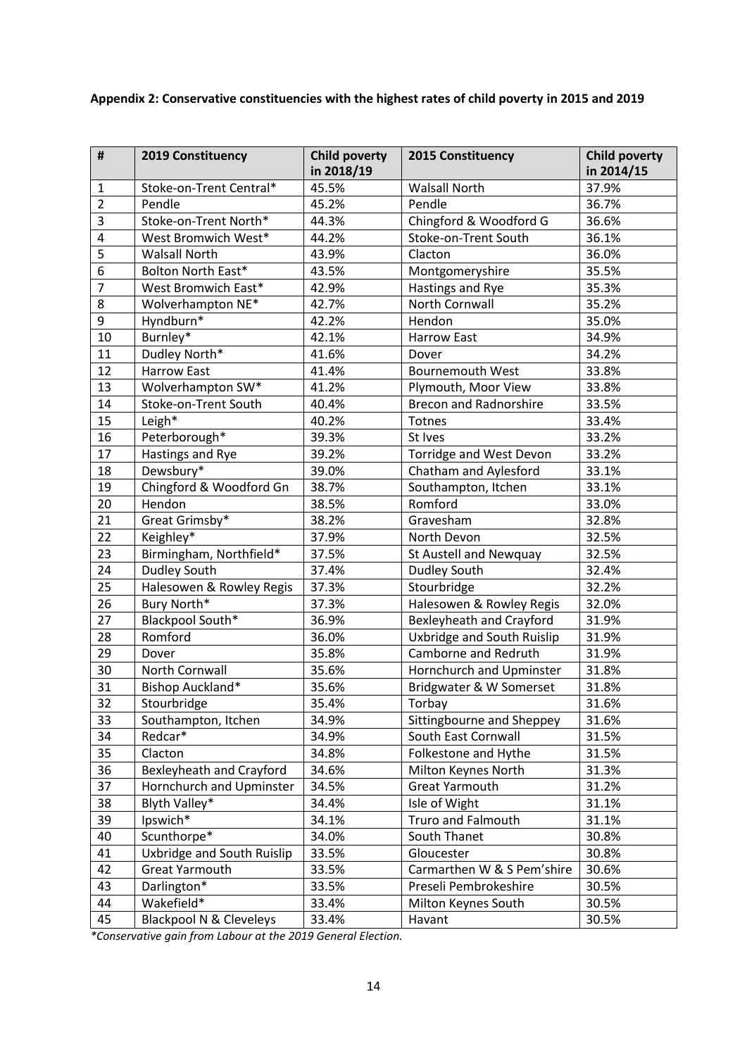**Appendix 2: Conservative constituencies with the highest rates of child poverty in 2015 and 2019**

| # | 2019 Constituency | Child poverty in 2018/19 | 2015 Constituency | Child poverty in 2014/15 |
|---|---|---|---|---|
| 1 | Stoke-on-Trent Central* | 45.5% | Walsall North | 37.9% |
| 2 | Pendle | 45.2% | Pendle | 36.7% |
| 3 | Stoke-on-Trent North* | 44.3% | Chingford & Woodford G | 36.6% |
| 4 | West Bromwich West* | 44.2% | Stoke-on-Trent South | 36.1% |
| 5 | Walsall North | 43.9% | Clacton | 36.0% |
| 6 | Bolton North East* | 43.5% | Montgomeryshire | 35.5% |
| 7 | West Bromwich East* | 42.9% | Hastings and Rye | 35.3% |
| 8 | Wolverhampton NE* | 42.7% | North Cornwall | 35.2% |
| 9 | Hyndburn* | 42.2% | Hendon | 35.0% |
| 10 | Burnley* | 42.1% | Harrow East | 34.9% |
| 11 | Dudley North* | 41.6% | Dover | 34.2% |
| 12 | Harrow East | 41.4% | Bournemouth West | 33.8% |
| 13 | Wolverhampton SW* | 41.2% | Plymouth, Moor View | 33.8% |
| 14 | Stoke-on-Trent South | 40.4% | Brecon and Radnorshire | 33.5% |
| 15 | Leigh* | 40.2% | Totnes | 33.4% |
| 16 | Peterborough* | 39.3% | St Ives | 33.2% |
| 17 | Hastings and Rye | 39.2% | Torridge and West Devon | 33.2% |
| 18 | Dewsbury* | 39.0% | Chatham and Aylesford | 33.1% |
| 19 | Chingford & Woodford Gn | 38.7% | Southampton, Itchen | 33.1% |
| 20 | Hendon | 38.5% | Romford | 33.0% |
| 21 | Great Grimsby* | 38.2% | Gravesham | 32.8% |
| 22 | Keighley* | 37.9% | North Devon | 32.5% |
| 23 | Birmingham, Northfield* | 37.5% | St Austell and Newquay | 32.5% |
| 24 | Dudley South | 37.4% | Dudley South | 32.4% |
| 25 | Halesowen & Rowley Regis | 37.3% | Stourbridge | 32.2% |
| 26 | Bury North* | 37.3% | Halesowen & Rowley Regis | 32.0% |
| 27 | Blackpool South* | 36.9% | Bexleyheath and Crayford | 31.9% |
| 28 | Romford | 36.0% | Uxbridge and South Ruislip | 31.9% |
| 29 | Dover | 35.8% | Camborne and Redruth | 31.9% |
| 30 | North Cornwall | 35.6% | Hornchurch and Upminster | 31.8% |
| 31 | Bishop Auckland* | 35.6% | Bridgwater & W Somerset | 31.8% |
| 32 | Stourbridge | 35.4% | Torbay | 31.6% |
| 33 | Southampton, Itchen | 34.9% | Sittingbourne and Sheppey | 31.6% |
| 34 | Redcar* | 34.9% | South East Cornwall | 31.5% |
| 35 | Clacton | 34.8% | Folkestone and Hythe | 31.5% |
| 36 | Bexleyheath and Crayford | 34.6% | Milton Keynes North | 31.3% |
| 37 | Hornchurch and Upminster | 34.5% | Great Yarmouth | 31.2% |
| 38 | Blyth Valley* | 34.4% | Isle of Wight | 31.1% |
| 39 | Ipswich* | 34.1% | Truro and Falmouth | 31.1% |
| 40 | Scunthorpe* | 34.0% | South Thanet | 30.8% |
| 41 | Uxbridge and South Ruislip | 33.5% | Gloucester | 30.8% |
| 42 | Great Yarmouth | 33.5% | Carmarthen W & S Pem'shire | 30.6% |
| 43 | Darlington* | 33.5% | Preseli Pembrokeshire | 30.5% |
| 44 | Wakefield* | 33.4% | Milton Keynes South | 30.5% |
| 45 | Blackpool N & Cleveleys | 33.4% | Havant | 30.5% |

*\*Conservative gain from Labour at the 2019 General Election.*